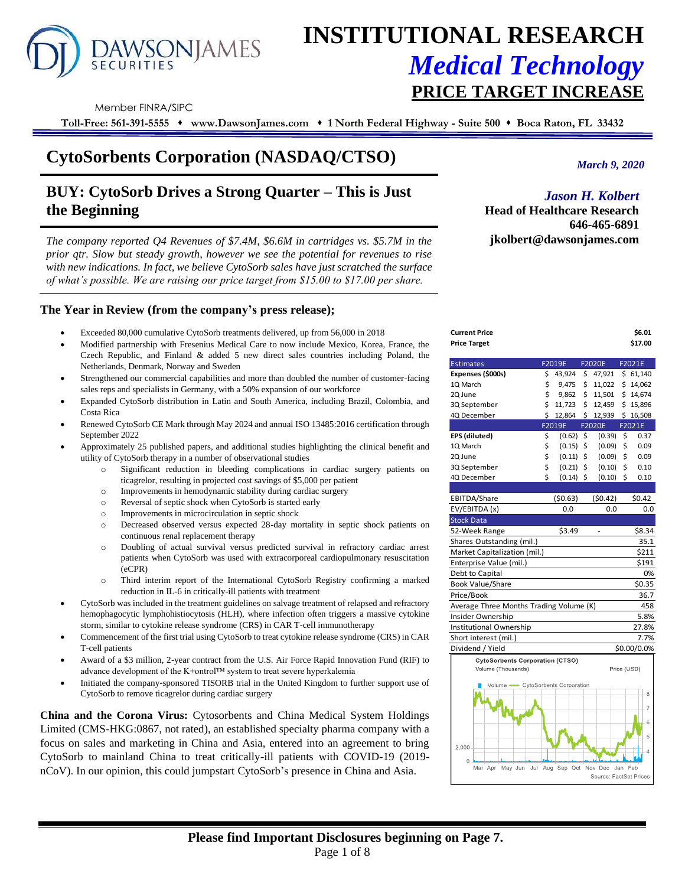# INSTITUTIONAL RESEARCH

## *Medical Technology*

## PRICE TARGET INCREASE

Member FINRA/SIPC

**Toll-Free: 561-391-5555 ♦ www.DawsonJames.com ♦ 1 North Federal Highway - Suite 500 ♦ Boca Raton, FL 33432**

# CytoSorbents Corporation (NASDAQ/CTSO)

*March 9, 2020*

## BUY: CytoSorb Drives a Strong Quarter – This is Just the Beginning

*Jason H. Kolbert*
**Head of Healthcare Research**
**646-465-6891**
**jkolbert@dawsonjames.com**

*The company reported Q4 Revenues of $7.4M, $6.6M in cartridges vs. $5.7M in the prior qtr. Slow but steady growth, however we see the potential for revenues to rise with new indications. In fact, we believe CytoSorb sales have just scratched the surface of what's possible. We are raising our price target from $15.00 to $17.00 per share.*

### The Year in Review (from the company's press release);

- Exceeded 80,000 cumulative CytoSorb treatments delivered, up from 56,000 in 2018
- Modified partnership with Fresenius Medical Care to now include Mexico, Korea, France, the Czech Republic, and Finland & added 5 new direct sales countries including Poland, the Netherlands, Denmark, Norway and Sweden
- Strengthened our commercial capabilities and more than doubled the number of customer-facing sales reps and specialists in Germany, with a 50% expansion of our workforce
- Expanded CytoSorb distribution in Latin and South America, including Brazil, Colombia, and Costa Rica
- Renewed CytoSorb CE Mark through May 2024 and annual ISO 13485:2016 certification through September 2022
- Approximately 25 published papers, and additional studies highlighting the clinical benefit and utility of CytoSorb therapy in a number of observational studies
  - Significant reduction in bleeding complications in cardiac surgery patients on ticagrelor, resulting in projected cost savings of $5,000 per patient
  - Improvements in hemodynamic stability during cardiac surgery
  - Reversal of septic shock when CytoSorb is started early
  - Improvements in microcirculation in septic shock
  - Decreased observed versus expected 28-day mortality in septic shock patients on continuous renal replacement therapy
  - Doubling of actual survival versus predicted survival in refractory cardiac arrest patients when CytoSorb was used with extracorporeal cardiopulmonary resuscitation (eCPR)
  - Third interim report of the International CytoSorb Registry confirming a marked reduction in IL-6 in critically-ill patients with treatment
- CytoSorb was included in the treatment guidelines on salvage treatment of relapsed and refractory hemophagocytic lymphohistiocytosis (HLH), where infection often triggers a massive cytokine storm, similar to cytokine release syndrome (CRS) in CAR T-cell immunotherapy
- Commencement of the first trial using CytoSorb to treat cytokine release syndrome (CRS) in CAR T-cell patients
- Award of a $3 million, 2-year contract from the U.S. Air Force Rapid Innovation Fund (RIF) to advance development of the K+ontrol™ system to treat severe hyperkalemia
- Initiated the company-sponsored TISORB trial in the United Kingdom to further support use of CytoSorb to remove ticagrelor during cardiac surgery

**China and the Corona Virus:** Cytosorbents and China Medical System Holdings Limited (CMS-HKG:0867, not rated), an established specialty pharma company with a focus on sales and marketing in China and Asia, entered into an agreement to bring CytoSorb to mainland China to treat critically-ill patients with COVID-19 (2019-nCoV). In our opinion, this could jumpstart CytoSorb's presence in China and Asia.

| | |
|---|---|
| **Current Price** | **$6.01** |
| **Price Target** | **$17.00** |

| Estimates | F2019E | F2020E | F2021E |
|---|---|---|---|
| **Expenses ($000s)** | $ 43,924 | $ 47,921 | $ 61,140 |
| 1Q March | $ 9,475 | $ 11,022 | $ 14,062 |
| 2Q June | $ 9,862 | $ 11,501 | $ 14,674 |
| 3Q September | $ 11,723 | $ 12,459 | $ 15,896 |
| 4Q December | $ 12,864 | $ 12,939 | $ 16,508 |
| | **F2019E** | **F2020E** | **F2021E** |
| **EPS (diluted)** | $ (0.62) | $ (0.39) | $ 0.37 |
| 1Q March | $ (0.15) | $ (0.09) | $ 0.09 |
| 2Q June | $ (0.11) | $ (0.09) | $ 0.09 |
| 3Q September | $ (0.21) | $ (0.10) | $ 0.10 |
| 4Q December | $ (0.14) | $ (0.10) | $ 0.10 |
| | | | |
| EBITDA/Share | ($0.63) | ($0.42) | $0.42 |
| EV/EBITDA (x) | 0.0 | 0.0 | 0.0 |

| Stock Data | | | |
|---|---|---|---|
| 52-Week Range | $3.49 | - | $8.34 |
| Shares Outstanding (mil.) | | | 35.1 |
| Market Capitalization (mil.) | | | $211 |
| Enterprise Value (mil.) | | | $191 |
| Debt to Capital | | | 0% |
| Book Value/Share | | | $0.35 |
| Price/Book | | | 36.7 |
| Average Three Months Trading Volume (K) | | | 458 |
| Insider Ownership | | | 5.8% |
| Institutional Ownership | | | 27.8% |
| Short interest (mil.) | | | 7.7% |
| Dividend / Yield | | | $0.00/0.0% |

CytoSorbents Corporation (CTSO)
Source: FactSet Prices

**Please find Important Disclosures beginning on Page 7.**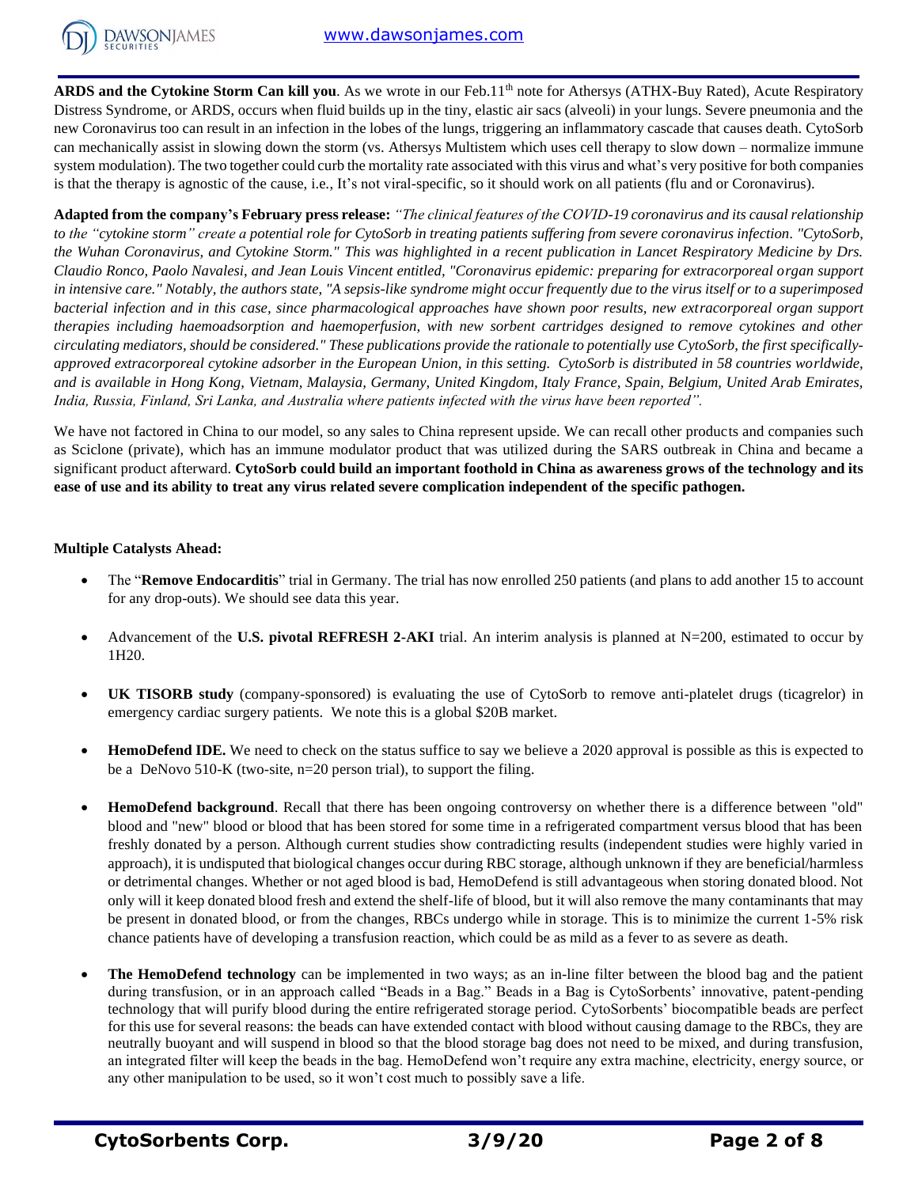**ARDS and the Cytokine Storm Can kill you**. As we wrote in our Feb.11th note for Athersys (ATHX-Buy Rated), Acute Respiratory Distress Syndrome, or ARDS, occurs when fluid builds up in the tiny, elastic air sacs (alveoli) in your lungs. Severe pneumonia and the new Coronavirus too can result in an infection in the lobes of the lungs, triggering an inflammatory cascade that causes death. CytoSorb can mechanically assist in slowing down the storm (vs. Athersys Multistem which uses cell therapy to slow down – normalize immune system modulation). The two together could curb the mortality rate associated with this virus and what's very positive for both companies is that the therapy is agnostic of the cause, i.e., It's not viral-specific, so it should work on all patients (flu and or Coronavirus).

**Adapted from the company's February press release:** *"The clinical features of the COVID-19 coronavirus and its causal relationship to the "cytokine storm" create a potential role for CytoSorb in treating patients suffering from severe coronavirus infection. "CytoSorb, the Wuhan Coronavirus, and Cytokine Storm." This was highlighted in a recent publication in Lancet Respiratory Medicine by Drs. Claudio Ronco, Paolo Navalesi, and Jean Louis Vincent entitled, "Coronavirus epidemic: preparing for extracorporeal organ support in intensive care." Notably, the authors state, "A sepsis-like syndrome might occur frequently due to the virus itself or to a superimposed bacterial infection and in this case, since pharmacological approaches have shown poor results, new extracorporeal organ support therapies including haemoadsorption and haemoperfusion, with new sorbent cartridges designed to remove cytokines and other circulating mediators, should be considered." These publications provide the rationale to potentially use CytoSorb, the first specifically-approved extracorporeal cytokine adsorber in the European Union, in this setting. CytoSorb is distributed in 58 countries worldwide, and is available in Hong Kong, Vietnam, Malaysia, Germany, United Kingdom, Italy France, Spain, Belgium, United Arab Emirates, India, Russia, Finland, Sri Lanka, and Australia where patients infected with the virus have been reported".*

We have not factored in China to our model, so any sales to China represent upside. We can recall other products and companies such as Sciclone (private), which has an immune modulator product that was utilized during the SARS outbreak in China and became a significant product afterward. **CytoSorb could build an important foothold in China as awareness grows of the technology and its ease of use and its ability to treat any virus related severe complication independent of the specific pathogen.**

**Multiple Catalysts Ahead:**

- The "**Remove Endocarditis**" trial in Germany. The trial has now enrolled 250 patients (and plans to add another 15 to account for any drop-outs). We should see data this year.
- Advancement of the **U.S. pivotal REFRESH 2-AKI** trial. An interim analysis is planned at N=200, estimated to occur by 1H20.
- **UK TISORB study** (company-sponsored) is evaluating the use of CytoSorb to remove anti-platelet drugs (ticagrelor) in emergency cardiac surgery patients. We note this is a global $20B market.
- **HemoDefend IDE.** We need to check on the status suffice to say we believe a 2020 approval is possible as this is expected to be a DeNovo 510-K (two-site, n=20 person trial), to support the filing.
- **HemoDefend background**. Recall that there has been ongoing controversy on whether there is a difference between "old" blood and "new" blood or blood that has been stored for some time in a refrigerated compartment versus blood that has been freshly donated by a person. Although current studies show contradicting results (independent studies were highly varied in approach), it is undisputed that biological changes occur during RBC storage, although unknown if they are beneficial/harmless or detrimental changes. Whether or not aged blood is bad, HemoDefend is still advantageous when storing donated blood. Not only will it keep donated blood fresh and extend the shelf-life of blood, but it will also remove the many contaminants that may be present in donated blood, or from the changes, RBCs undergo while in storage. This is to minimize the current 1-5% risk chance patients have of developing a transfusion reaction, which could be as mild as a fever to as severe as death.
- **The HemoDefend technology** can be implemented in two ways; as an in-line filter between the blood bag and the patient during transfusion, or in an approach called "Beads in a Bag." Beads in a Bag is CytoSorbents' innovative, patent-pending technology that will purify blood during the entire refrigerated storage period. CytoSorbents' biocompatible beads are perfect for this use for several reasons: the beads can have extended contact with blood without causing damage to the RBCs, they are neutrally buoyant and will suspend in blood so that the blood storage bag does not need to be mixed, and during transfusion, an integrated filter will keep the beads in the bag. HemoDefend won't require any extra machine, electricity, energy source, or any other manipulation to be used, so it won't cost much to possibly save a life.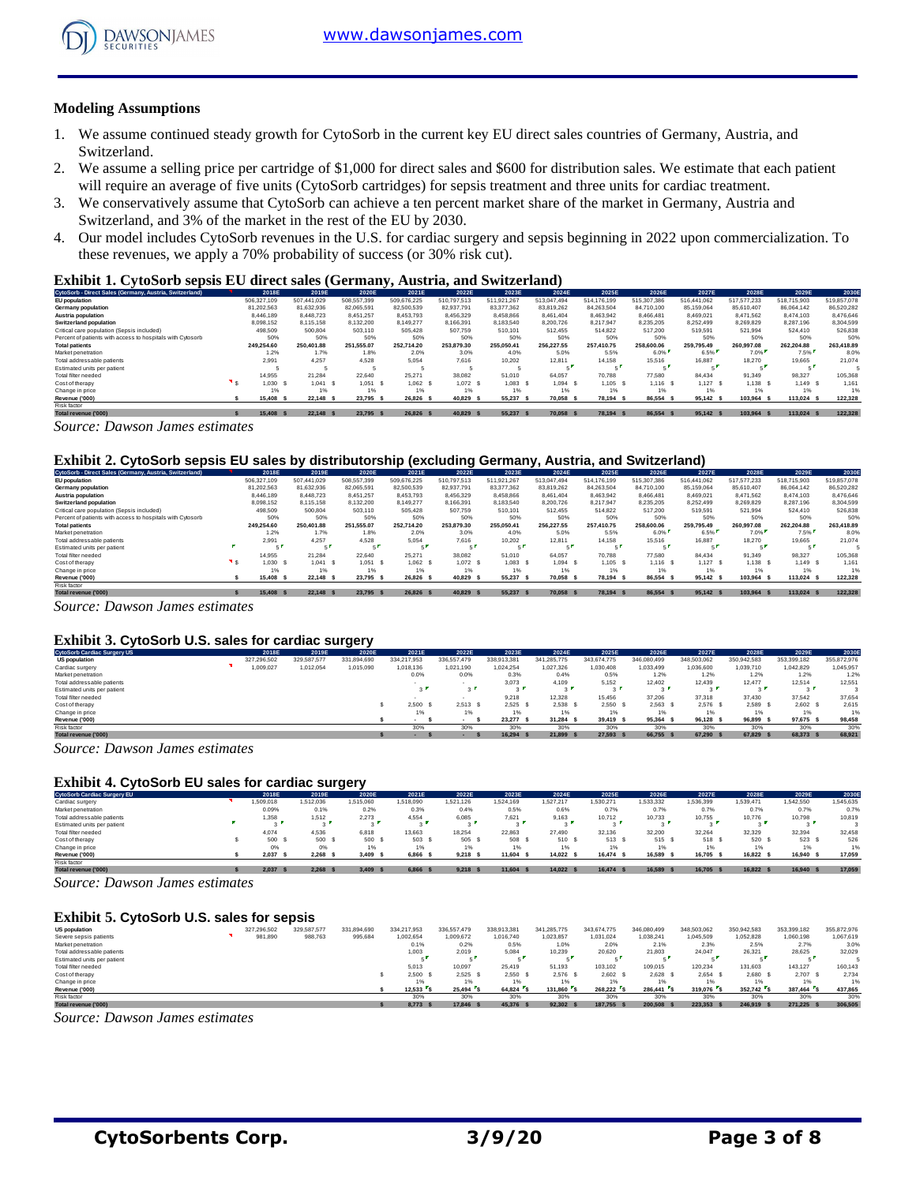## Modeling Assumptions

1. We assume continued steady growth for CytoSorb in the current key EU direct sales countries of Germany, Austria, and Switzerland.
2. We assume a selling price per cartridge of $1,000 for direct sales and $600 for distribution sales. We estimate that each patient will require an average of five units (CytoSorb cartridges) for sepsis treatment and three units for cardiac treatment.
3. We conservatively assume that CytoSorb can achieve a ten percent market share of the market in Germany, Austria and Switzerland, and 3% of the market in the rest of the EU by 2030.
4. Our model includes CytoSorb revenues in the U.S. for cardiac surgery and sepsis beginning in 2022 upon commercialization. To these revenues, we apply a 70% probability of success (or 30% risk cut).

### Exhibit 1. CytoSorb sepsis EU direct sales (Germany, Austria, and Switzerland)

| CytoSorb - Direct Sales (Germany, Austria, Switzerland) | 2018E | 2019E | 2020E | 2021E | 2022E | 2023E | 2024E | 2025E | 2026E | 2027E | 2028E | 2029E | 2030E |
|---|---|---|---|---|---|---|---|---|---|---|---|---|---|
| EU population | 506,327,109 | 507,441,029 | 508,557,399 | 509,676,225 | 510,797,513 | 511,921,267 | 513,047,494 | 514,176,199 | 515,307,386 | 516,441,062 | 517,577,233 | 518,715,903 | 519,857,078 |
| Germany population | 81,202,563 | 81,632,936 | 82,065,591 | 82,500,539 | 82,937,791 | 83,377,362 | 83,819,262 | 84,263,504 | 84,710,100 | 85,159,064 | 85,610,407 | 86,064,142 | 86,520,282 |
| Austria population | 8,446,189 | 8,448,723 | 8,451,257 | 8,453,793 | 8,456,329 | 8,458,866 | 8,461,404 | 8,463,942 | 8,466,481 | 8,469,021 | 8,471,562 | 8,474,103 | 8,476,646 |
| Switzerland population | 8,098,152 | 8,115,158 | 8,132,200 | 8,149,277 | 8,166,391 | 8,183,540 | 8,200,726 | 8,217,947 | 8,235,205 | 8,252,499 | 8,269,829 | 8,287,196 | 8,304,599 |
| Critical care population (Sepsis included) | 498,509 | 500,804 | 503,110 | 505,428 | 507,759 | 510,101 | 512,455 | 514,822 | 517,200 | 519,591 | 521,994 | 524,410 | 526,838 |
| Percent of patients with access to hospitals with Cytosorb | 50% | 50% | 50% | 50% | 50% | 50% | 50% | 50% | 50% | 50% | 50% | 50% | 50% |
| Total patients | 249,254.60 | 250,401.88 | 251,555.07 | 252,714.20 | 253,879.30 | 255,050.41 | 256,227.55 | 257,410.75 | 258,600.06 | 259,795.49 | 260,997.08 | 262,204.88 | 263,418.89 |
| Market penetration | 1.2% | 1.7% | 1.8% | 2.0% | 3.0% | 4.0% | 5.0% | 5.5% | 6.0% | 6.5% | 7.0% | 7.5% | 8.0% |
| Total addressable patients | 2,991 | 4,257 | 4,528 | 5,054 | 7,616 | 10,202 | 12,811 | 14,158 | 15,516 | 16,887 | 18,270 | 19,665 | 21,074 |
| Estimated units per patient | 5 | 5 | 5 | 5 | 5 | 5 | 5 | 5 | 5 | 5 | 5 | 5 | 5 |
| Total filter needed | 14,955 | 21,284 | 22,640 | 25,271 | 38,082 | 51,010 | 64,057 | 70,788 | 77,580 | 84,434 | 91,349 | 98,327 | 105,368 |
| Cost of therapy | $ 1,030 | $ 1,041 | $ 1,051 | $ 1,062 | $ 1,072 | $ 1,083 | $ 1,094 | $ 1,105 | $ 1,116 | $ 1,127 | $ 1,138 | $ 1,149 | $ 1,161 |
| Change in price | 1% | 1% | 1% | 1% | 1% | 1% | 1% | 1% | 1% | 1% | 1% | 1% | 1% |
| Revenue ('000) | $ 15,408 | $ 22,148 | $ 23,795 | $ 26,826 | $ 40,829 | $ 55,237 | $ 70,058 | $ 78,194 | $ 86,554 | $ 95,142 | $ 103,964 | $ 113,024 | $ 122,328 |
| Risk factor | | | | | | | | | | | | | |
| Total revenue ('000) | $ 15,408 | $ 22,148 | $ 23,795 | $ 26,826 | $ 40,829 | $ 55,237 | $ 70,058 | $ 78,194 | $ 86,554 | $ 95,142 | $ 103,964 | $ 113,024 | $ 122,328 |

*Source: Dawson James estimates*

### Exhibit 2. CytoSorb sepsis EU sales by distributorship (excluding Germany, Austria, and Switzerland)

| CytoSorb - Direct Sales (Germany, Austria, Switzerland) | 2018E | 2019E | 2020E | 2021E | 2022E | 2023E | 2024E | 2025E | 2026E | 2027E | 2028E | 2029E | 2030E |
|---|---|---|---|---|---|---|---|---|---|---|---|---|---|
| EU population | 506,327,109 | 507,441,029 | 508,557,399 | 509,676,225 | 510,797,513 | 511,921,267 | 513,047,494 | 514,176,199 | 515,307,386 | 516,441,062 | 517,577,233 | 518,715,903 | 519,857,078 |
| Germany population | 81,202,563 | 81,632,936 | 82,065,591 | 82,500,539 | 82,937,791 | 83,377,362 | 83,819,262 | 84,263,504 | 84,710,100 | 85,159,064 | 85,610,407 | 86,064,142 | 86,520,282 |
| Austria population | 8,446,189 | 8,448,723 | 8,451,257 | 8,453,793 | 8,456,329 | 8,458,866 | 8,461,404 | 8,463,942 | 8,466,481 | 8,469,021 | 8,471,562 | 8,474,103 | 8,476,646 |
| Switzerland population | 8,098,152 | 8,115,158 | 8,132,200 | 8,149,277 | 8,166,391 | 8,183,540 | 8,200,726 | 8,217,947 | 8,235,205 | 8,252,499 | 8,269,829 | 8,287,196 | 8,304,599 |
| Critical care population (Sepsis included) | 498,509 | 500,804 | 503,110 | 505,428 | 507,759 | 510,101 | 512,455 | 514,822 | 517,200 | 519,591 | 521,994 | 524,410 | 526,838 |
| Percent of patients with access to hospitals with Cytosorb | 50% | 50% | 50% | 50% | 50% | 50% | 50% | 50% | 50% | 50% | 50% | 50% | 50% |
| Total patients | 249,254.60 | 250,401.88 | 251,555.07 | 252,714.20 | 253,879.30 | 255,050.41 | 256,227.55 | 257,410.75 | 258,600.06 | 259,795.49 | 260,997.08 | 262,204.88 | 263,418.89 |
| Market penetration | 1.2% | 1.7% | 1.8% | 2.0% | 3.0% | 4.0% | 5.0% | 5.5% | 6.0% | 6.5% | 7.0% | 7.5% | 8.0% |
| Total addressable patients | 2,991 | 4,257 | 4,528 | 5,054 | 7,616 | 10,202 | 12,811 | 14,158 | 15,516 | 16,887 | 18,270 | 19,665 | 21,074 |
| Estimated units per patient | 5 | 5 | 5 | 5 | 5 | 5 | 5 | 5 | 5 | 5 | 5 | 5 | 5 |
| Total filter needed | 14,955 | 21,284 | 22,640 | 25,271 | 38,082 | 51,010 | 64,057 | 70,788 | 77,580 | 84,434 | 91,349 | 98,327 | 105,368 |
| Cost of therapy | $ 1,030 | $ 1,041 | $ 1,051 | $ 1,062 | $ 1,072 | $ 1,083 | $ 1,094 | $ 1,105 | $ 1,116 | $ 1,127 | $ 1,138 | $ 1,149 | $ 1,161 |
| Change in price | 1% | 1% | 1% | 1% | 1% | 1% | 1% | 1% | 1% | 1% | 1% | 1% | 1% |
| Revenue ('000) | $ 15,408 | $ 22,148 | $ 23,795 | $ 26,826 | $ 40,829 | $ 55,237 | $ 70,058 | $ 78,194 | $ 86,554 | $ 95,142 | $ 103,964 | $ 113,024 | $ 122,328 |
| Risk factor | | | | | | | | | | | | | |
| Total revenue ('000) | $ 15,408 | $ 22,148 | $ 23,795 | $ 26,826 | $ 40,829 | $ 55,237 | $ 70,058 | $ 78,194 | $ 86,554 | $ 95,142 | $ 103,964 | $ 113,024 | $ 122,328 |

*Source: Dawson James estimates*

### Exhibit 3. CytoSorb U.S. sales for cardiac surgery

| CytoSorb Cardiac Surgery US | 2018E | 2019E | 2020E | 2021E | 2022E | 2023E | 2024E | 2025E | 2026E | 2027E | 2028E | 2029E | 2030E |
|---|---|---|---|---|---|---|---|---|---|---|---|---|---|
| US population | 327,296,502 | 329,587,577 | 331,894,690 | 334,217,953 | 336,557,479 | 338,913,381 | 341,285,775 | 343,674,775 | 346,080,499 | 348,503,062 | 350,942,583 | 353,399,182 | 355,872,976 |
| Cardiac surgery | 1,009,027 | 1,012,054 | 1,015,090 | 1,018,136 | 1,021,190 | 1,024,254 | 1,027,326 | 1,030,408 | 1,033,499 | 1,036,600 | 1,039,710 | 1,042,829 | 1,045,957 |
| Market penetration | | | | 0.0% | 0.0% | 0.3% | 0.4% | 0.5% | 1.2% | 1.2% | 1.2% | 1.2% | 1.2% |
| Total addressable patients | | | | - | - | 3,073 | 4,109 | 5,152 | 12,402 | 12,439 | 12,477 | 12,514 | 12,551 |
| Estimated units per patient | | | | 3 | 3 | 3 | 3 | 3 | 3 | 3 | 3 | 3 | 3 |
| Total filter needed | | | | - | - | 9,218 | 12,328 | 15,456 | 37,206 | 37,318 | 37,430 | 37,542 | 37,654 |
| Cost of therapy | | | | $ 2,500 | $ 2,513 | $ 2,525 | $ 2,538 | $ 2,550 | $ 2,563 | $ 2,576 | $ 2,589 | $ 2,602 | $ 2,615 |
| Change in price | | | | 1% | 1% | 1% | 1% | 1% | 1% | 1% | 1% | 1% | 1% |
| Revenue ('000) | | | | $ - | $ - | $ 23,277 | $ 31,284 | $ 39,419 | $ 95,364 | $ 96,128 | $ 96,899 | $ 97,675 | $ 98,458 |
| Risk factor | | | | 30% | 30% | 30% | 30% | 30% | 30% | 30% | 30% | 30% | 30% |
| Total revenue ('000) | | | | $ - | $ - | $ 16,294 | $ 21,899 | $ 27,593 | $ 66,755 | $ 67,290 | $ 67,829 | $ 68,373 | $ 68,921 |

*Source: Dawson James estimates*

### Exhibit 4. CytoSorb EU sales for cardiac surgery

| CytoSorb Cardiac Surgery EU | 2018E | 2019E | 2020E | 2021E | 2022E | 2023E | 2024E | 2025E | 2026E | 2027E | 2028E | 2029E | 2030E |
|---|---|---|---|---|---|---|---|---|---|---|---|---|---|
| Cardiac surgery | 1,509,018 | 1,512,036 | 1,515,060 | 1,518,090 | 1,521,126 | 1,524,169 | 1,527,217 | 1,530,271 | 1,533,332 | 1,536,399 | 1,539,471 | 1,542,550 | 1,545,635 |
| Market penetration | 0.09% | 0.1% | 0.2% | 0.3% | 0.4% | 0.5% | 0.6% | 0.7% | 0.7% | 0.7% | 0.7% | 0.7% | 0.7% |
| Total addressable patients | 1,358 | 1,512 | 2,273 | 4,554 | 6,085 | 7,621 | 9,163 | 10,712 | 10,733 | 10,755 | 10,776 | 10,798 | 10,819 |
| Estimated units per patient | 3 | 3 | 3 | 3 | 3 | 3 | 3 | 3 | 3 | 3 | 3 | 3 | 3 |
| Total filter needed | 4,074 | 4,536 | 6,818 | 13,663 | 18,254 | 22,863 | 27,490 | 32,136 | 32,200 | 32,264 | 32,329 | 32,394 | 32,458 |
| Cost of therapy | $ 500 | $ 500 | $ 500 | $ 503 | $ 505 | $ 508 | $ 510 | $ 513 | $ 515 | $ 518 | $ 520 | $ 523 | $ 526 |
| Change in price | 0% | 0% | 1% | 1% | 1% | 1% | 1% | 1% | 1% | 1% | 1% | 1% | 1% |
| Revenue ('000) | $ 2,037 | $ 2,268 | $ 3,409 | $ 6,866 | $ 9,218 | $ 11,604 | $ 14,022 | $ 16,474 | $ 16,589 | $ 16,705 | $ 16,822 | $ 16,940 | $ 17,059 |
| Risk factor | | | | | | | | | | | | | |
| Total revenue ('000) | $ 2,037 | $ 2,268 | $ 3,409 | $ 6,866 | $ 9,218 | $ 11,604 | $ 14,022 | $ 16,474 | $ 16,589 | $ 16,705 | $ 16,822 | $ 16,940 | $ 17,059 |

*Source: Dawson James estimates*

### Exhibit 5. CytoSorb U.S. sales for sepsis

| US population | 327,296,502 | 329,587,577 | 331,894,690 | 334,217,953 | 336,557,479 | 338,913,381 | 341,285,775 | 343,674,775 | 346,080,499 | 348,503,062 | 350,942,583 | 353,399,182 | 355,872,976 |
|---|---|---|---|---|---|---|---|---|---|---|---|---|---|
| Severe sepsis patients | 981,890 | 988,763 | 995,684 | 1,002,654 | 1,009,672 | 1,016,740 | 1,023,857 | 1,031,024 | 1,038,241 | 1,045,509 | 1,052,828 | 1,060,198 | 1,067,619 |
| Market penetration | | | | 0.1% | 0.2% | 0.5% | 1.0% | 2.0% | 2.1% | 2.3% | 2.5% | 2.7% | 3.0% |
| Total addressable patients | | | | 1,003 | 2,019 | 5,084 | 10,239 | 20,620 | 21,803 | 24,047 | 26,321 | 28,625 | 32,029 |
| Estimated units per patient | | | | 5 | 5 | 5 | 5 | 5 | 5 | 5 | 5 | 5 | 5 |
| Total filter needed | | | | 5,013 | 10,097 | 25,419 | 51,193 | 103,102 | 109,015 | 120,234 | 131,603 | 143,127 | 160,143 |
| Cost of therapy | | | | $ 2,500 | $ 2,525 | $ 2,550 | $ 2,576 | $ 2,602 | $ 2,628 | $ 2,654 | $ 2,680 | $ 2,707 | $ 2,734 |
| Change in price | | | | 1% | 1% | 1% | 1% | 1% | 1% | 1% | 1% | 1% | 1% |
| Revenue ('000) | | | | $ 12,533 | $ 25,494 | $ 64,824 | $ 131,860 | $ 268,222 | $ 286,441 | $ 319,076 | $ 352,742 | $ 387,464 | $ 437,865 |
| Risk factor | | | | 30% | 30% | 30% | 30% | 30% | 30% | 30% | 30% | 30% | 30% |
| Total revenue ('000) | | | | $ 8,773 | $ 17,846 | $ 45,376 | $ 92,302 | $ 187,755 | $ 200,508 | $ 223,353 | $ 246,919 | $ 271,225 | $ 306,505 |

*Source: Dawson James estimates*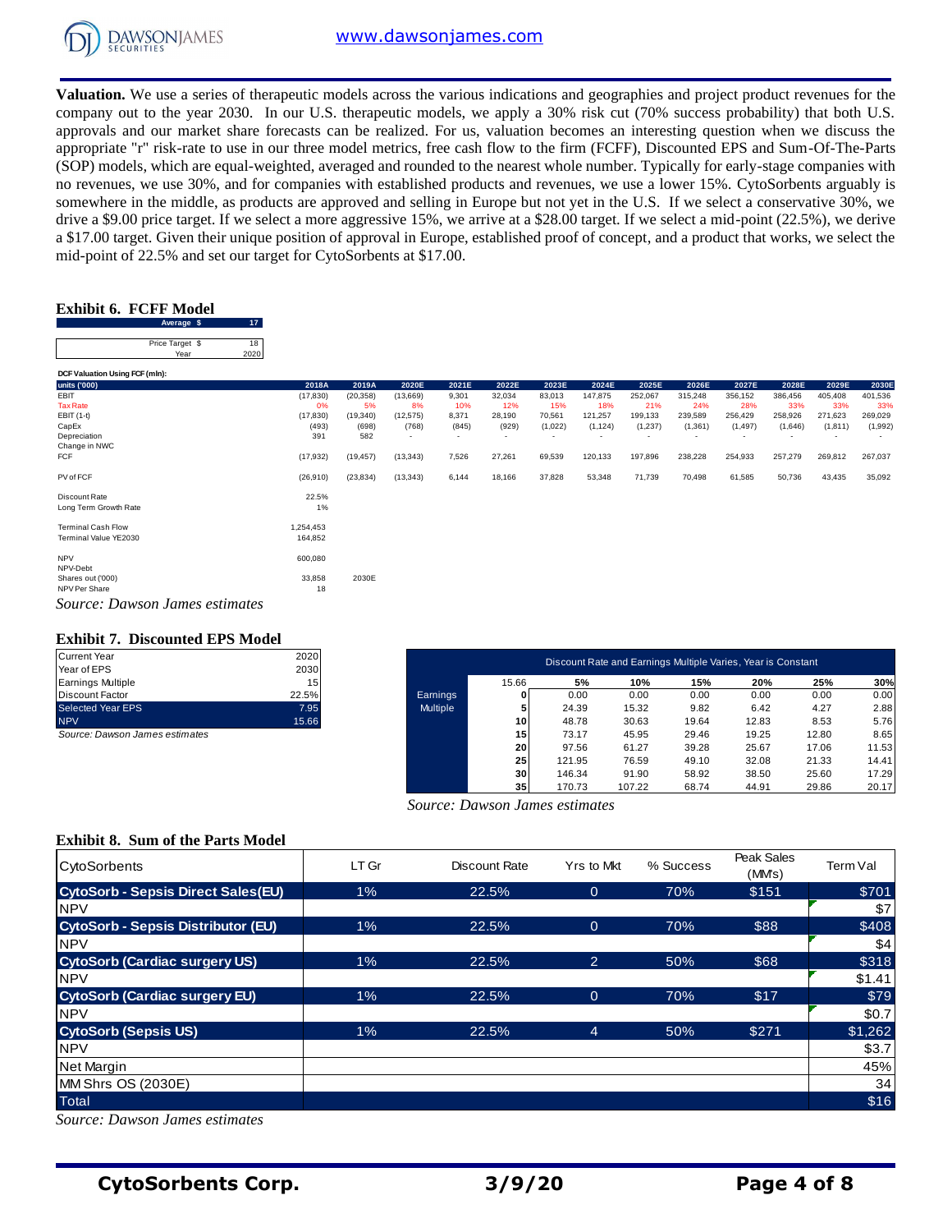**Valuation.** We use a series of therapeutic models across the various indications and geographies and project product revenues for the company out to the year 2030. In our U.S. therapeutic models, we apply a 30% risk cut (70% success probability) that both U.S. approvals and our market share forecasts can be realized. For us, valuation becomes an interesting question when we discuss the appropriate "r" risk-rate to use in our three model metrics, free cash flow to the firm (FCFF), Discounted EPS and Sum-Of-The-Parts (SOP) models, which are equal-weighted, averaged and rounded to the nearest whole number. Typically for early-stage companies with no revenues, we use 30%, and for companies with established products and revenues, we use a lower 15%. CytoSorbents arguably is somewhere in the middle, as products are approved and selling in Europe but not yet in the U.S. If we select a conservative 30%, we drive a $9.00 price target. If we select a more aggressive 15%, we arrive at a $28.00 target. If we select a mid-point (22.5%), we derive a $17.00 target. Given their unique position of approval in Europe, established proof of concept, and a product that works, we select the mid-point of 22.5% and set our target for CytoSorbents at $17.00.

### Exhibit 6. FCFF Model

| Average $ | 17 |
|---|---|
| Price Target $ | 18 |
| Year | 2020 |

DCF Valuation Using FCF (mln):

| units ('000) | 2018A | 2019A | 2020E | 2021E | 2022E | 2023E | 2024E | 2025E | 2026E | 2027E | 2028E | 2029E | 2030E |
|---|---|---|---|---|---|---|---|---|---|---|---|---|---|
| EBIT | (17,830) | (20,358) | (13,669) | 9,301 | 32,034 | 83,013 | 147,875 | 252,067 | 315,248 | 356,152 | 386,456 | 405,408 | 401,536 |
| Tax Rate | 0% | 5% | 8% | 10% | 12% | 15% | 18% | 21% | 24% | 28% | 33% | 33% | 33% |
| EBIT (1-t) | (17,830) | (19,340) | (12,575) | 8,371 | 28,190 | 70,561 | 121,257 | 199,133 | 239,589 | 256,429 | 258,926 | 271,623 | 269,029 |
| CapEx | (493) | (698) | (768) | (845) | (929) | (1,022) | (1,124) | (1,237) | (1,361) | (1,497) | (1,646) | (1,811) | (1,992) |
| Depreciation | 391 | 582 | - | - | - | - | - | - | - | - | - | - | - |
| Change in NWC | | | | | | | | | | | | | |
| FCF | (17,932) | (19,457) | (13,343) | 7,526 | 27,261 | 69,539 | 120,133 | 197,896 | 238,228 | 254,933 | 257,279 | 269,812 | 267,037 |
| PV of FCF | (26,910) | (23,834) | (13,343) | 6,144 | 18,166 | 37,828 | 53,348 | 71,739 | 70,498 | 61,585 | 50,736 | 43,435 | 35,092 |
| Discount Rate | 22.5% | | | | | | | | | | | | |
| Long Term Growth Rate | 1% | | | | | | | | | | | | |
| Terminal Cash Flow | 1,254,453 | | | | | | | | | | | | |
| Terminal Value YE2030 | 164,852 | | | | | | | | | | | | |
| NPV | 600,080 | | | | | | | | | | | | |
| NPV-Debt | | | | | | | | | | | | | |
| Shares out ('000) | 33,858 | 2030E | | | | | | | | | | | |
| NPV Per Share | 18 | | | | | | | | | | | | |

*Source: Dawson James estimates*

### Exhibit 7. Discounted EPS Model

| | |
|---|---|
| Current Year | 2020 |
| Year of EPS | 2030 |
| Earnings Multiple | 15 |
| Discount Factor | 22.5% |
| Selected Year EPS | 7.95 |
| NPV | 15.66 |

*Source: Dawson James estimates*

| Discount Rate and Earnings Multiple Varies, Year is Constant | | | | | | | |
|---|---|---|---|---|---|---|---|
| | 15.66 | 5% | 10% | 15% | 20% | 25% | 30% |
| Earnings Multiple | 0 | 0.00 | 0.00 | 0.00 | 0.00 | 0.00 | 0.00 |
| | 5 | 24.39 | 15.32 | 9.82 | 6.42 | 4.27 | 2.88 |
| | 10 | 48.78 | 30.63 | 19.64 | 12.83 | 8.53 | 5.76 |
| | 15 | 73.17 | 45.95 | 29.46 | 19.25 | 12.80 | 8.65 |
| | 20 | 97.56 | 61.27 | 39.28 | 25.67 | 17.06 | 11.53 |
| | 25 | 121.95 | 76.59 | 49.10 | 32.08 | 21.33 | 14.41 |
| | 30 | 146.34 | 91.90 | 58.92 | 38.50 | 25.60 | 17.29 |
| | 35 | 170.73 | 107.22 | 68.74 | 44.91 | 29.86 | 20.17 |

*Source: Dawson James estimates*

### Exhibit 8. Sum of the Parts Model

| CytoSorbents | LT Gr | Discount Rate | Yrs to Mkt | % Success | Peak Sales (MM's) | Term Val |
|---|---|---|---|---|---|---|
| CytoSorb - Sepsis Direct Sales(EU) | 1% | 22.5% | 0 | 70% | $151 | $701 |
| NPV | | | | | | $7 |
| CytoSorb - Sepsis Distributor (EU) | 1% | 22.5% | 0 | 70% | $88 | $408 |
| NPV | | | | | | $4 |
| CytoSorb (Cardiac surgery US) | 1% | 22.5% | 2 | 50% | $68 | $318 |
| NPV | | | | | | $1.41 |
| CytoSorb (Cardiac surgery EU) | 1% | 22.5% | 0 | 70% | $17 | $79 |
| NPV | | | | | | $0.7 |
| CytoSorb (Sepsis US) | 1% | 22.5% | 4 | 50% | $271 | $1,262 |
| NPV | | | | | | $3.7 |
| Net Margin | | | | | | 45% |
| MM Shrs OS (2030E) | | | | | | 34 |
| Total | | | | | | $16 |

*Source: Dawson James estimates*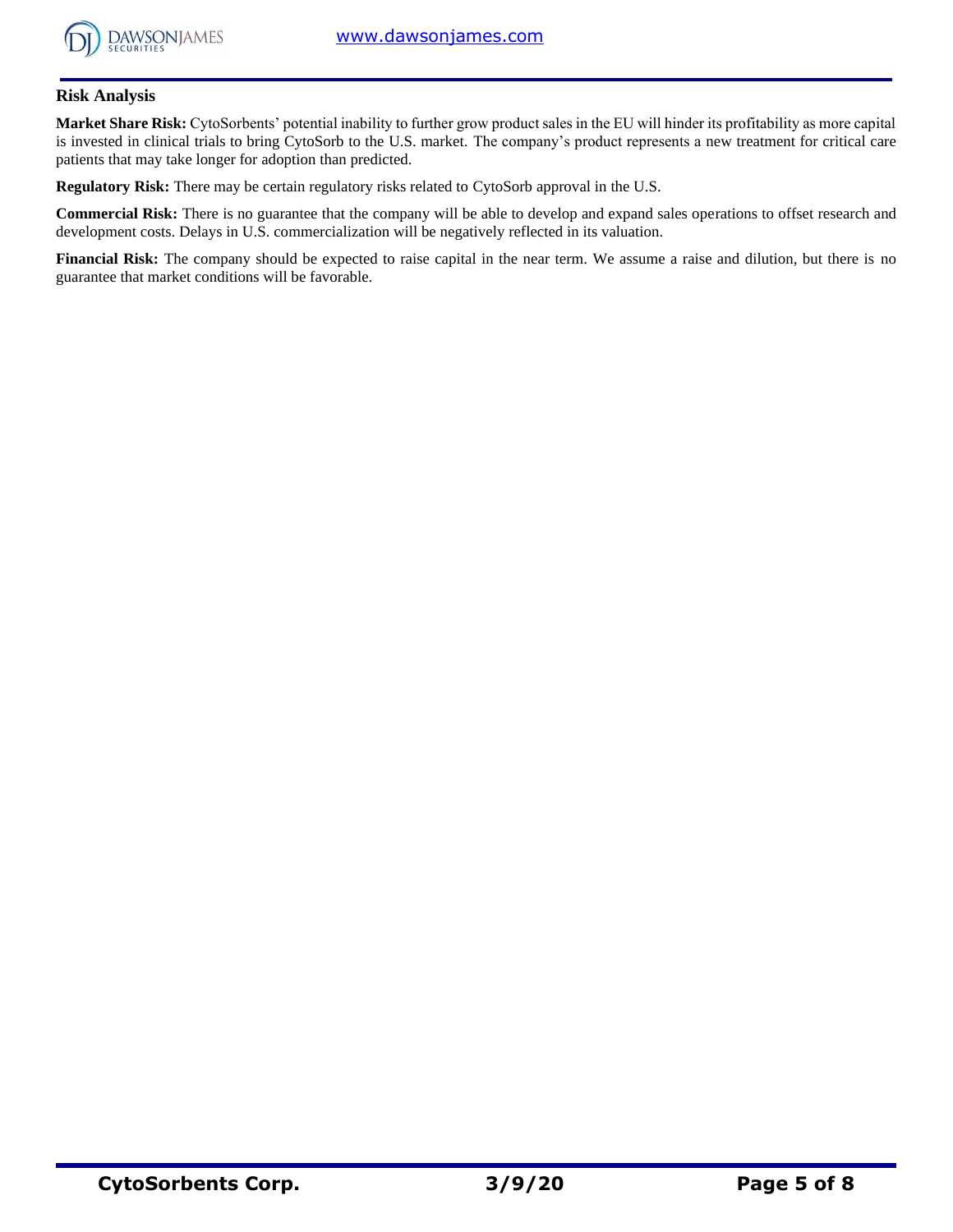## Risk Analysis

**Market Share Risk:** CytoSorbents' potential inability to further grow product sales in the EU will hinder its profitability as more capital is invested in clinical trials to bring CytoSorb to the U.S. market. The company's product represents a new treatment for critical care patients that may take longer for adoption than predicted.

**Regulatory Risk:** There may be certain regulatory risks related to CytoSorb approval in the U.S.

**Commercial Risk:** There is no guarantee that the company will be able to develop and expand sales operations to offset research and development costs. Delays in U.S. commercialization will be negatively reflected in its valuation.

**Financial Risk:** The company should be expected to raise capital in the near term. We assume a raise and dilution, but there is no guarantee that market conditions will be favorable.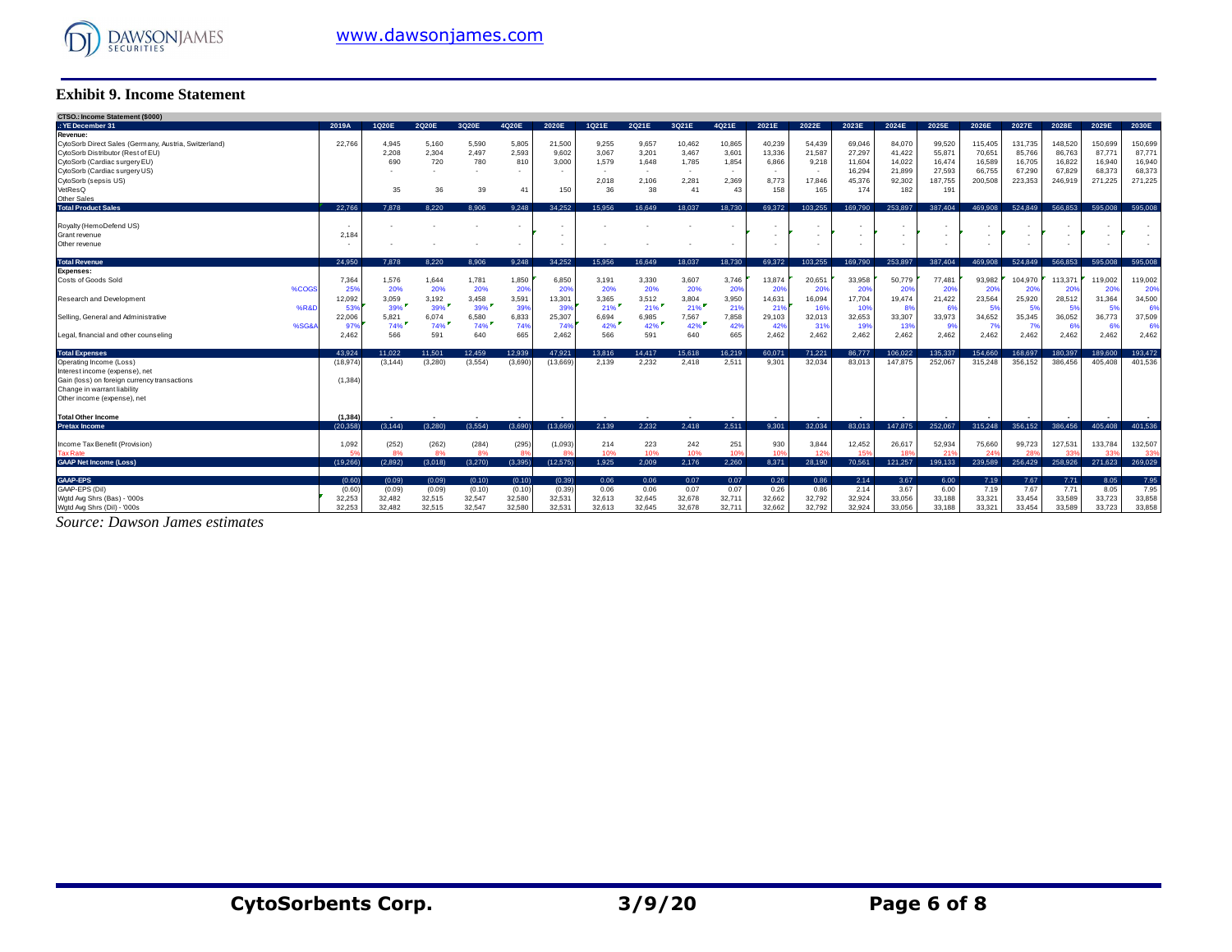### Exhibit 9. Income Statement

| CTSO.: Income Statement ($000) | | | | | | | | | | | | | | | | | | | | | | |
|---|---|---|---|---|---|---|---|---|---|---|---|---|---|---|---|---|---|---|---|---|---|---|
| .: YE December 31 | | 2019A | 1Q20E | 2Q20E | 3Q20E | 4Q20E | 2020E | 1Q21E | 2Q21E | 3Q21E | 4Q21E | 2021E | 2022E | 2023E | 2024E | 2025E | 2026E | 2027E | 2028E | 2029E | 2030E |
| **Revenue:** | | | | | | | | | | | | | | | | | | | | | |
| CytoSorb Direct Sales (Germany, Austria, Switzerland) | | 22,766 | 4,945 | 5,160 | 5,590 | 5,805 | 21,500 | 9,255 | 9,657 | 10,462 | 10,865 | 40,239 | 54,439 | 69,046 | 84,070 | 99,520 | 115,405 | 131,735 | 148,520 | 150,699 | 150,699 |
| CytoSorb Distributor (Rest of EU) | | | 2,208 | 2,304 | 2,497 | 2,593 | 9,602 | 3,067 | 3,201 | 3,467 | 3,601 | 13,336 | 21,587 | 27,297 | 41,422 | 55,871 | 70,651 | 85,766 | 86,763 | 87,771 | 87,771 |
| CytoSorb (Cardiac surgery EU) | | | 690 | 720 | 780 | 810 | 3,000 | 1,579 | 1,648 | 1,785 | 1,854 | 6,866 | 9,218 | 11,604 | 14,022 | 16,474 | 16,589 | 16,705 | 16,822 | 16,940 | 16,940 |
| CytoSorb (Cardiac surgery US) | | | - | - | - | - | - | - | - | - | - | - | - | 16,294 | 21,899 | 27,593 | 66,755 | 67,290 | 67,829 | 68,373 | 68,373 |
| CytoSorb (sepsis US) | | | | | | | | 2,018 | 2,106 | 2,281 | 2,369 | 8,773 | 17,846 | 45,376 | 92,302 | 187,755 | 200,508 | 223,353 | 246,919 | 271,225 | 271,225 |
| VetResQ | | | 35 | 36 | 39 | 41 | 150 | 36 | 38 | 41 | 43 | 158 | 165 | 174 | 182 | 191 | | | | | |
| Other Sales | | | | | | | | | | | | | | | | | | | | | |
| **Total Product Sales** | | 22,766 | 7,878 | 8,220 | 8,906 | 9,248 | 34,252 | 15,956 | 16,649 | 18,037 | 18,730 | 69,372 | 103,255 | 169,790 | 253,897 | 387,404 | 469,908 | 524,849 | 566,853 | 595,008 | 595,008 |
| Royalty (HemoDefend US) | | - | - | - | - | - | - | - | - | - | - | - | - | - | - | - | - | - | - | - | - |
| Grant revenue | | 2,184 | | | | | - | | | | | - | - | - | - | - | - | - | - | - | - |
| Other revenue | | - | - | - | - | - | - | - | - | - | - | - | - | - | - | - | - | - | - | - | - |
| **Total Revenue** | | 24,950 | 7,878 | 8,220 | 8,906 | 9,248 | 34,252 | 15,956 | 16,649 | 18,037 | 18,730 | 69,372 | 103,255 | 169,790 | 253,897 | 387,404 | 469,908 | 524,849 | 566,853 | 595,008 | 595,008 |
| **Expenses:** | | | | | | | | | | | | | | | | | | | | | |
| Costs of Goods Sold | | 7,364 | 1,576 | 1,644 | 1,781 | 1,850 | 6,850 | 3,191 | 3,330 | 3,607 | 3,746 | 13,874 | 20,651 | 33,958 | 50,779 | 77,481 | 93,982 | 104,970 | 113,371 | 119,002 | 119,002 |
| | %COGS | 25% | 20% | 20% | 20% | 20% | 20% | 20% | 20% | 20% | 20% | 20% | 20% | 20% | 20% | 20% | 20% | 20% | 20% | 20% | 20% |
| Research and Development | | 12,092 | 3,059 | 3,192 | 3,458 | 3,591 | 13,301 | 3,365 | 3,512 | 3,804 | 3,950 | 14,631 | 16,094 | 17,704 | 19,474 | 21,422 | 23,564 | 25,920 | 28,512 | 31,364 | 34,500 |
| | %R&D | 53% | 39% | 39% | 39% | 39% | 39% | 21% | 21% | 21% | 21% | 21% | 16% | 10% | 8% | 6% | 5% | 5% | 5% | 5% | 6% |
| Selling, General and Administrative | | 22,006 | 5,821 | 6,074 | 6,580 | 6,833 | 25,307 | 6,694 | 6,985 | 7,567 | 7,858 | 29,103 | 32,013 | 32,653 | 33,307 | 33,973 | 34,652 | 35,345 | 36,052 | 36,773 | 37,509 |
| | %SG&A | 97% | 74% | 74% | 74% | 74% | 74% | 42% | 42% | 42% | 42% | 42% | 31% | 19% | 13% | 9% | 7% | 7% | 6% | 6% | 6% |
| Legal, financial and other counseling | | 2,462 | 566 | 591 | 640 | 665 | 2,462 | 566 | 591 | 640 | 665 | 2,462 | 2,462 | 2,462 | 2,462 | 2,462 | 2,462 | 2,462 | 2,462 | 2,462 | 2,462 |
| **Total Expenses** | | 43,924 | 11,022 | 11,501 | 12,459 | 12,939 | 47,921 | 13,816 | 14,417 | 15,618 | 16,219 | 60,071 | 71,221 | 86,777 | 106,022 | 135,337 | 154,660 | 168,697 | 180,397 | 189,600 | 193,472 |
| Operating Income (Loss) | | (18,974) | (3,144) | (3,280) | (3,554) | (3,690) | (13,669) | 2,139 | 2,232 | 2,418 | 2,511 | 9,301 | 32,034 | 83,013 | 147,875 | 252,067 | 315,248 | 356,152 | 386,456 | 405,408 | 401,536 |
| Interest income (expense), net | | | | | | | | | | | | | | | | | | | | | |
| Gain (loss) on foreign currency transactions | | (1,384) | | | | | | | | | | | | | | | | | | | |
| Change in warrant liability | | | | | | | | | | | | | | | | | | | | | |
| Other income (expense), net | | | | | | | | | | | | | | | | | | | | | |
| **Total Other Income** | | (1,384) | - | - | - | - | - | - | - | - | - | - | - | - | - | - | - | - | - | - | - |
| **Pretax Income** | | (20,358) | (3,144) | (3,280) | (3,554) | (3,690) | (13,669) | 2,139 | 2,232 | 2,418 | 2,511 | 9,301 | 32,034 | 83,013 | 147,875 | 252,067 | 315,248 | 356,152 | 386,456 | 405,408 | 401,536 |
| Income Tax Benefit (Provision) | | 1,092 | (252) | (262) | (284) | (295) | (1,093) | 214 | 223 | 242 | 251 | 930 | 3,844 | 12,452 | 26,617 | 52,934 | 75,660 | 99,723 | 127,531 | 133,784 | 132,507 |
| Tax Rate | | 5% | 8% | 8% | 8% | 8% | 8% | 10% | 10% | 10% | 10% | 10% | 12% | 15% | 18% | 21% | 24% | 28% | 33% | 33% | 33% |
| **GAAP Net Income (Loss)** | | (19,266) | (2,892) | (3,018) | (3,270) | (3,395) | (12,575) | 1,925 | 2,009 | 2,176 | 2,260 | 8,371 | 28,190 | 70,561 | 121,257 | 199,133 | 239,589 | 256,429 | 258,926 | 271,623 | 269,029 |
| **GAAP-EPS** | | (0.60) | (0.09) | (0.09) | (0.10) | (0.10) | (0.39) | 0.06 | 0.06 | 0.07 | 0.07 | 0.26 | 0.86 | 2.14 | 3.67 | 6.00 | 7.19 | 7.67 | 7.71 | 8.05 | 7.95 |
| GAAP-EPS (Dil) | | (0.60) | (0.09) | (0.09) | (0.10) | (0.10) | (0.39) | 0.06 | 0.06 | 0.07 | 0.07 | 0.26 | 0.86 | 2.14 | 3.67 | 6.00 | 7.19 | 7.67 | 7.71 | 8.05 | 7.95 |
| Wgtd Avg Shrs (Bas) - '000s | | 32,253 | 32,482 | 32,515 | 32,547 | 32,580 | 32,531 | 32,613 | 32,645 | 32,678 | 32,711 | 32,662 | 32,792 | 32,924 | 33,056 | 33,188 | 33,321 | 33,454 | 33,589 | 33,723 | 33,858 |
| Wgtd Avg Shrs (Dil) - '000s | | 32,253 | 32,482 | 32,515 | 32,547 | 32,580 | 32,531 | 32,613 | 32,645 | 32,678 | 32,711 | 32,662 | 32,792 | 32,924 | 33,056 | 33,188 | 33,321 | 33,454 | 33,589 | 33,723 | 33,858 |

*Source: Dawson James estimates*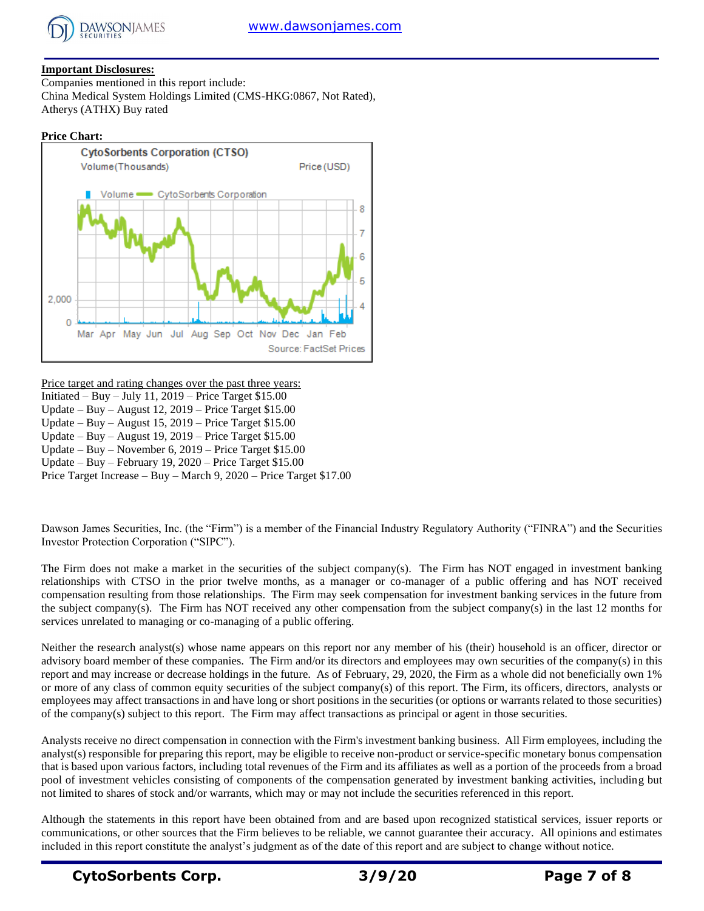**Important Disclosures:**

Companies mentioned in this report include:
China Medical System Holdings Limited (CMS-HKG:0867, Not Rated),
Atherys (ATHX) Buy rated

**Price Chart:**

Price target and rating changes over the past three years:
Initiated – Buy – July 11, 2019 – Price Target $15.00
Update – Buy – August 12, 2019 – Price Target $15.00
Update – Buy – August 15, 2019 – Price Target $15.00
Update – Buy – August 19, 2019 – Price Target $15.00
Update – Buy – November 6, 2019 – Price Target $15.00
Update – Buy – February 19, 2020 – Price Target $15.00
Price Target Increase – Buy – March 9, 2020 – Price Target $17.00

Dawson James Securities, Inc. (the "Firm") is a member of the Financial Industry Regulatory Authority ("FINRA") and the Securities Investor Protection Corporation ("SIPC").

The Firm does not make a market in the securities of the subject company(s). The Firm has NOT engaged in investment banking relationships with CTSO in the prior twelve months, as a manager or co-manager of a public offering and has NOT received compensation resulting from those relationships. The Firm may seek compensation for investment banking services in the future from the subject company(s). The Firm has NOT received any other compensation from the subject company(s) in the last 12 months for services unrelated to managing or co-managing of a public offering.

Neither the research analyst(s) whose name appears on this report nor any member of his (their) household is an officer, director or advisory board member of these companies. The Firm and/or its directors and employees may own securities of the company(s) in this report and may increase or decrease holdings in the future. As of February, 29, 2020, the Firm as a whole did not beneficially own 1% or more of any class of common equity securities of the subject company(s) of this report. The Firm, its officers, directors, analysts or employees may affect transactions in and have long or short positions in the securities (or options or warrants related to those securities) of the company(s) subject to this report. The Firm may affect transactions as principal or agent in those securities.

Analysts receive no direct compensation in connection with the Firm's investment banking business. All Firm employees, including the analyst(s) responsible for preparing this report, may be eligible to receive non-product or service-specific monetary bonus compensation that is based upon various factors, including total revenues of the Firm and its affiliates as well as a portion of the proceeds from a broad pool of investment vehicles consisting of components of the compensation generated by investment banking activities, including but not limited to shares of stock and/or warrants, which may or may not include the securities referenced in this report.

Although the statements in this report have been obtained from and are based upon recognized statistical services, issuer reports or communications, or other sources that the Firm believes to be reliable, we cannot guarantee their accuracy. All opinions and estimates included in this report constitute the analyst's judgment as of the date of this report and are subject to change without notice.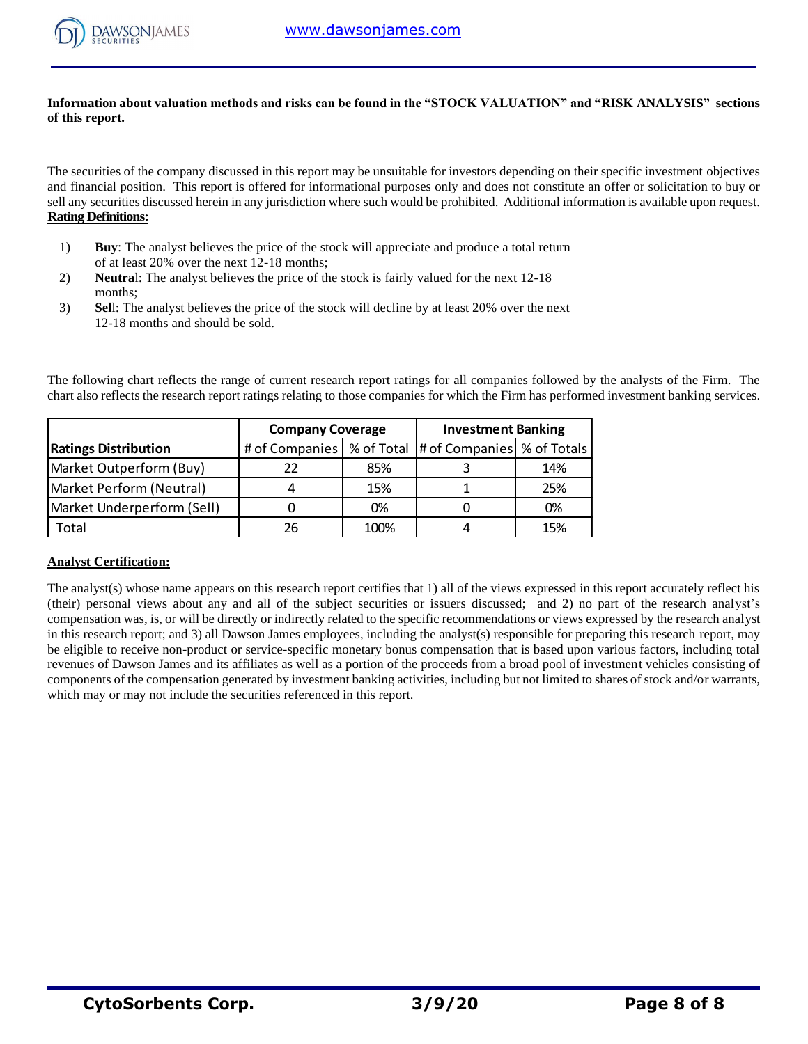**Information about valuation methods and risks can be found in the "STOCK VALUATION" and "RISK ANALYSIS" sections of this report.**

The securities of the company discussed in this report may be unsuitable for investors depending on their specific investment objectives and financial position. This report is offered for informational purposes only and does not constitute an offer or solicitation to buy or sell any securities discussed herein in any jurisdiction where such would be prohibited. Additional information is available upon request.

**Rating Definitions:**

1) **Buy**: The analyst believes the price of the stock will appreciate and produce a total return of at least 20% over the next 12-18 months;
2) **Neutral**: The analyst believes the price of the stock is fairly valued for the next 12-18 months;
3) **Sell**: The analyst believes the price of the stock will decline by at least 20% over the next 12-18 months and should be sold.

The following chart reflects the range of current research report ratings for all companies followed by the analysts of the Firm. The chart also reflects the research report ratings relating to those companies for which the Firm has performed investment banking services.

| | Company Coverage | | Investment Banking | |
|---|---|---|---|---|
| **Ratings Distribution** | # of Companies | % of Total | # of Companies | % of Totals |
| Market Outperform (Buy) | 22 | 85% | 3 | 14% |
| Market Perform (Neutral) | 4 | 15% | 1 | 25% |
| Market Underperform (Sell) | 0 | 0% | 0 | 0% |
| Total | 26 | 100% | 4 | 15% |

**Analyst Certification:**

The analyst(s) whose name appears on this research report certifies that 1) all of the views expressed in this report accurately reflect his (their) personal views about any and all of the subject securities or issuers discussed; and 2) no part of the research analyst's compensation was, is, or will be directly or indirectly related to the specific recommendations or views expressed by the research analyst in this research report; and 3) all Dawson James employees, including the analyst(s) responsible for preparing this research report, may be eligible to receive non-product or service-specific monetary bonus compensation that is based upon various factors, including total revenues of Dawson James and its affiliates as well as a portion of the proceeds from a broad pool of investment vehicles consisting of components of the compensation generated by investment banking activities, including but not limited to shares of stock and/or warrants, which may or may not include the securities referenced in this report.